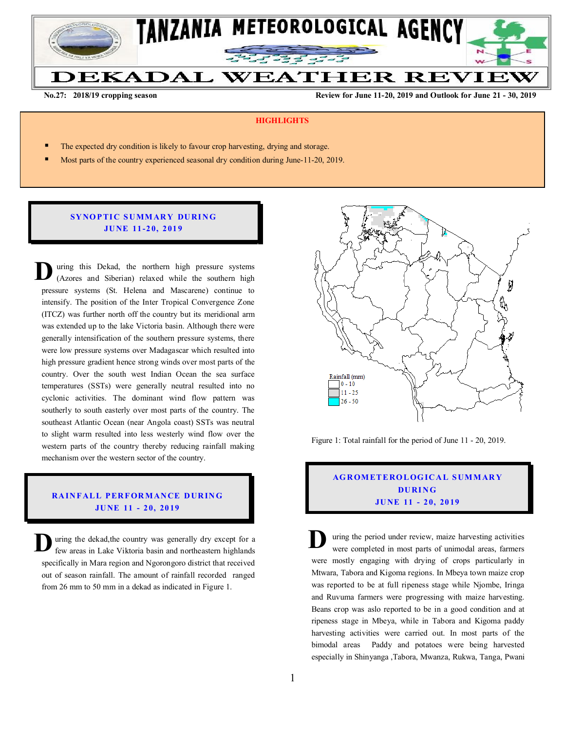# TANZANIA METEOROLOGICAL AGENCY

# DEKADAL WEATHER REVIEW

**No.27: 2018/19 cropping season** **Review for June 11-20, 2019 and Outlook for June 21 - 30, 2019**

## HIGHLIGHTS

- The expected dry condition is likely to favour crop harvesting, drying and storage.
- Most parts of the country experienced seasonal dry condition during June-11-20, 2019.

## SYNOPTIC SUMMARY DURING JUNE 11-20, 2019

During this Dekad, the northern high pressure systems (Azores and Siberian) relaxed while the southern high pressure systems (St. Helena and Mascarene) continue to intensify. The position of the Inter Tropical Convergence Zone (ITCZ) was further north off the country but its meridional arm was extended up to the lake Victoria basin. Although there were generally intensification of the southern pressure systems, there were low pressure systems over Madagascar which resulted into high pressure gradient hence strong winds over most parts of the country. Over the south west Indian Ocean the sea surface temperatures (SSTs) were generally neutral resulted into no cyclonic activities. The dominant wind flow pattern was southerly to south easterly over most parts of the country. The southeast Atlantic Ocean (near Angola coast) SSTs was neutral to slight warm resulted into less westerly wind flow over the western parts of the country thereby reducing rainfall making mechanism over the western sector of the country.

## RAINFALL PERFORMANCE DURING JUNE 11 - 20, 2019

During the dekad,the country was generally dry except for a few areas in Lake Viktoria basin and northeastern highlands specifically in Mara region and Ngorongoro district that received out of season rainfall. The amount of rainfall recorded ranged from 26 mm to 50 mm in a dekad as indicated in Figure 1.

Rainfall (mm)
0 - 10
11 - 25
26 - 50

Figure 1: Total rainfall for the period of June 11 - 20, 2019.

## AGROMETEROLOGICAL SUMMARY DURING JUNE 11 - 20, 2019

During the period under review, maize harvesting activities were completed in most parts of unimodal areas, farmers were mostly engaging with drying of crops particularly in Mtwara, Tabora and Kigoma regions. In Mbeya town maize crop was reported to be at full ripeness stage while Njombe, Iringa and Ruvuma farmers were progressing with maize harvesting. Beans crop was aslo reported to be in a good condition and at ripeness stage in Mbeya, while in Tabora and Kigoma paddy harvesting activities were carried out. In most parts of the bimodal areas Paddy and potatoes were being harvested especially in Shinyanga ,Tabora, Mwanza, Rukwa, Tanga, Pwani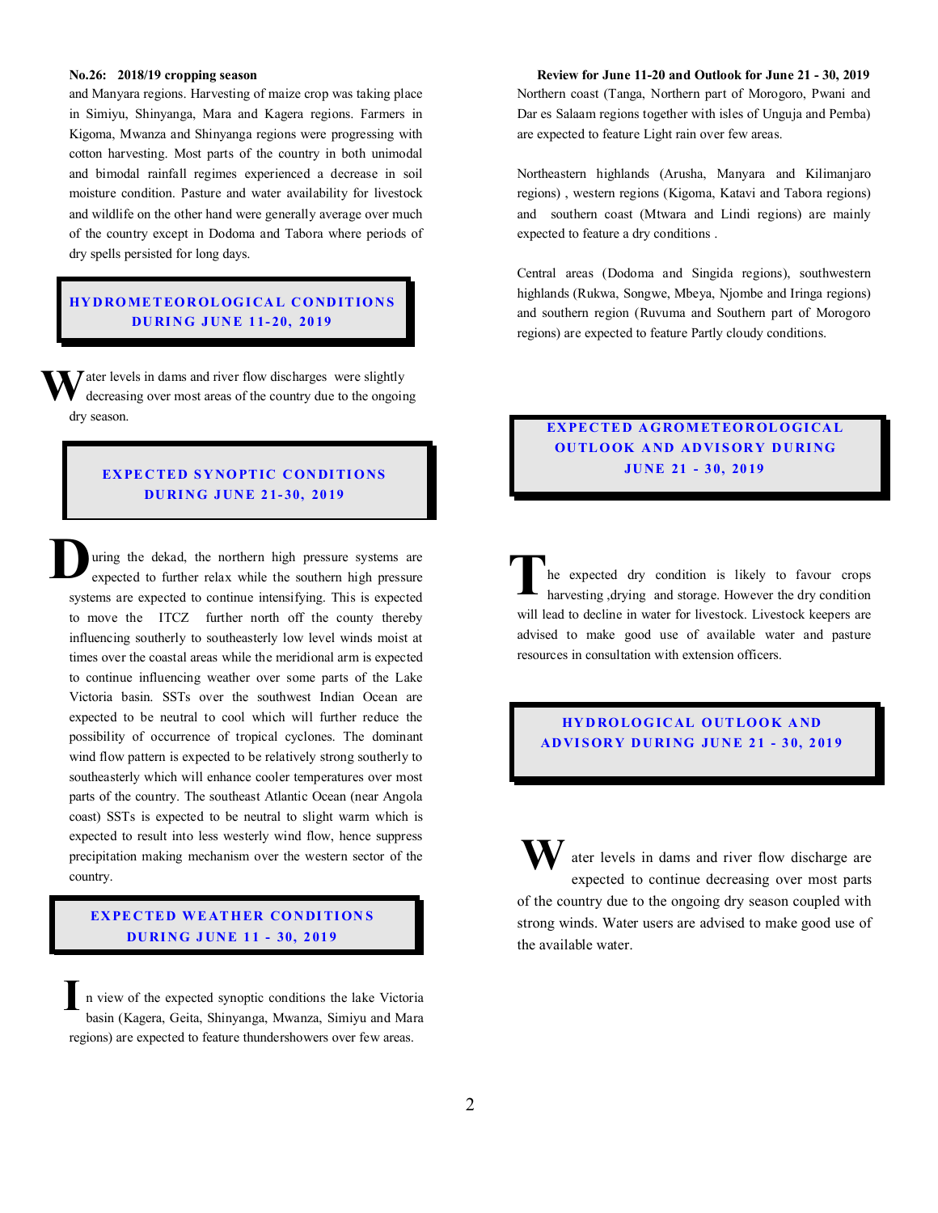**No.26: 2018/19 cropping season**

and Manyara regions. Harvesting of maize crop was taking place in Simiyu, Shinyanga, Mara and Kagera regions. Farmers in Kigoma, Mwanza and Shinyanga regions were progressing with cotton harvesting. Most parts of the country in both unimodal and bimodal rainfall regimes experienced a decrease in soil moisture condition. Pasture and water availability for livestock and wildlife on the other hand were generally average over much of the country except in Dodoma and Tabora where periods of dry spells persisted for long days.

## HYDROMETEOROLOGICAL CONDITIONS DURING JUNE 11-20, 2019

Water levels in dams and river flow discharges were slightly decreasing over most areas of the country due to the ongoing dry season.

## EXPECTED SYNOPTIC CONDITIONS DURING JUNE 21-30, 2019

During the dekad, the northern high pressure systems are expected to further relax while the southern high pressure systems are expected to continue intensifying. This is expected to move the ITCZ further north off the county thereby influencing southerly to southeasterly low level winds moist at times over the coastal areas while the meridional arm is expected to continue influencing weather over some parts of the Lake Victoria basin. SSTs over the southwest Indian Ocean are expected to be neutral to cool which will further reduce the possibility of occurrence of tropical cyclones. The dominant wind flow pattern is expected to be relatively strong southerly to southeasterly which will enhance cooler temperatures over most parts of the country. The southeast Atlantic Ocean (near Angola coast) SSTs is expected to be neutral to slight warm which is expected to result into less westerly wind flow, hence suppress precipitation making mechanism over the western sector of the country.

## EXPECTED WEATHER CONDITIONS DURING JUNE 11 - 30, 2019

In view of the expected synoptic conditions the lake Victoria basin (Kagera, Geita, Shinyanga, Mwanza, Simiyu and Mara regions) are expected to feature thundershowers over few areas.

**Review for June 11-20 and Outlook for June 21 - 30, 2019**

Northern coast (Tanga, Northern part of Morogoro, Pwani and Dar es Salaam regions together with isles of Unguja and Pemba) are expected to feature Light rain over few areas.

Northeastern highlands (Arusha, Manyara and Kilimanjaro regions) , western regions (Kigoma, Katavi and Tabora regions) and southern coast (Mtwara and Lindi regions) are mainly expected to feature a dry conditions .

Central areas (Dodoma and Singida regions), southwestern highlands (Rukwa, Songwe, Mbeya, Njombe and Iringa regions) and southern region (Ruvuma and Southern part of Morogoro regions) are expected to feature Partly cloudy conditions.

## EXPECTED AGROMETEOROLOGICAL OUTLOOK AND ADVISORY DURING JUNE 21 - 30, 2019

The expected dry condition is likely to favour crops harvesting ,drying and storage. However the dry condition will lead to decline in water for livestock. Livestock keepers are advised to make good use of available water and pasture resources in consultation with extension officers.

## HYDROLOGICAL OUTLOOK AND ADVISORY DURING JUNE 21 - 30, 2019

Water levels in dams and river flow discharge are expected to continue decreasing over most parts of the country due to the ongoing dry season coupled with strong winds. Water users are advised to make good use of the available water.